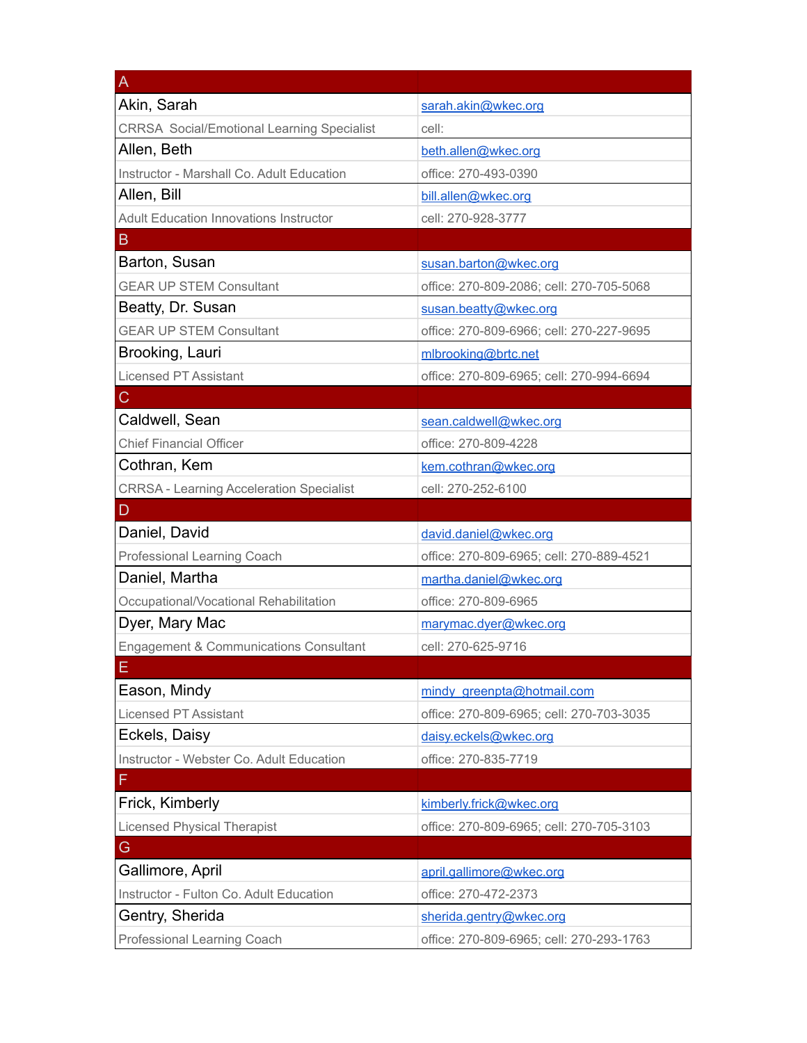| A | |
|---|---|
| Akin, Sarah | sarah.akin@wkec.org |
| CRRSA Social/Emotional Learning Specialist | cell: |
| Allen, Beth | beth.allen@wkec.org |
| Instructor - Marshall Co. Adult Education | office: 270-493-0390 |
| Allen, Bill | bill.allen@wkec.org |
| Adult Education Innovations Instructor | cell: 270-928-3777 |
| B | |
| Barton, Susan | susan.barton@wkec.org |
| GEAR UP STEM Consultant | office: 270-809-2086; cell: 270-705-5068 |
| Beatty, Dr. Susan | susan.beatty@wkec.org |
| GEAR UP STEM Consultant | office: 270-809-6966; cell: 270-227-9695 |
| Brooking, Lauri | mlbrooking@brtc.net |
| Licensed PT Assistant | office: 270-809-6965; cell: 270-994-6694 |
| C | |
| Caldwell, Sean | sean.caldwell@wkec.org |
| Chief Financial Officer | office: 270-809-4228 |
| Cothran, Kem | kem.cothran@wkec.org |
| CRRSA - Learning Acceleration Specialist | cell: 270-252-6100 |
| D | |
| Daniel, David | david.daniel@wkec.org |
| Professional Learning Coach | office: 270-809-6965; cell: 270-889-4521 |
| Daniel, Martha | martha.daniel@wkec.org |
| Occupational/Vocational Rehabilitation | office: 270-809-6965 |
| Dyer, Mary Mac | marymac.dyer@wkec.org |
| Engagement & Communications Consultant | cell: 270-625-9716 |
| E | |
| Eason, Mindy | mindy_greenpta@hotmail.com |
| Licensed PT Assistant | office: 270-809-6965; cell: 270-703-3035 |
| Eckels, Daisy | daisy.eckels@wkec.org |
| Instructor - Webster Co. Adult Education | office: 270-835-7719 |
| F | |
| Frick, Kimberly | kimberly.frick@wkec.org |
| Licensed Physical Therapist | office: 270-809-6965; cell: 270-705-3103 |
| G | |
| Gallimore, April | april.gallimore@wkec.org |
| Instructor - Fulton Co. Adult Education | office: 270-472-2373 |
| Gentry, Sherida | sherida.gentry@wkec.org |
| Professional Learning Coach | office: 270-809-6965; cell: 270-293-1763 |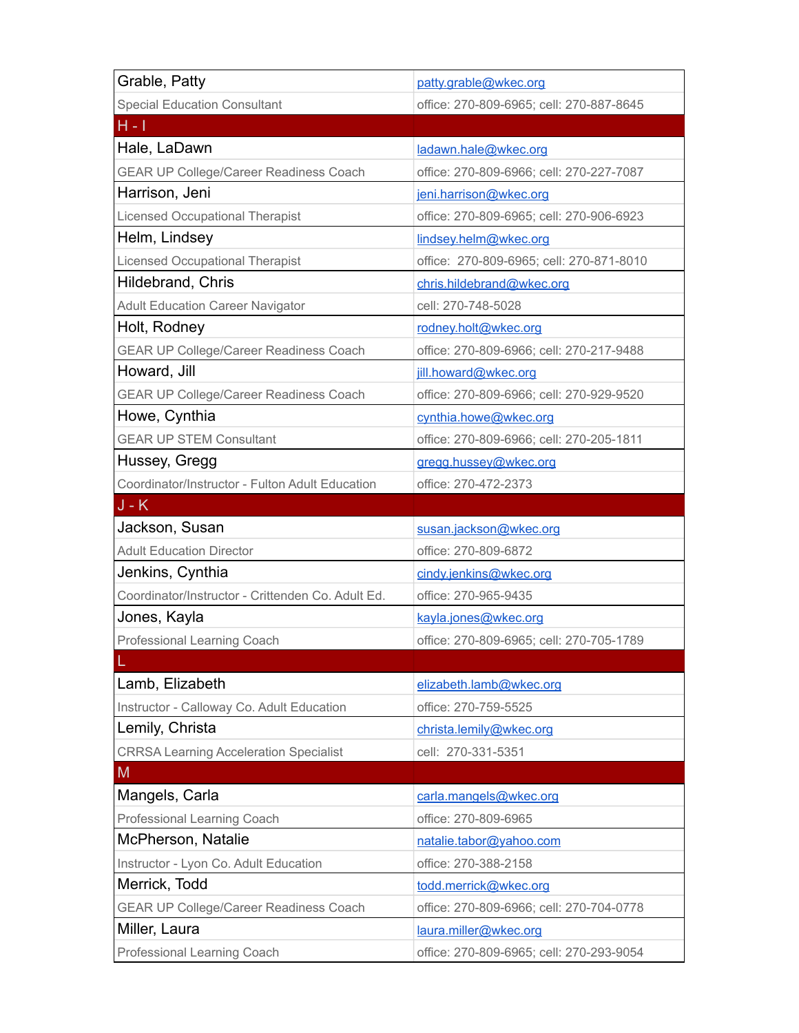| Grable, Patty | patty.grable@wkec.org |
| --- | --- |
| Special Education Consultant | office: 270-809-6965; cell: 270-887-8645 |
| H - I | |
| Hale, LaDawn | ladawn.hale@wkec.org |
| GEAR UP College/Career Readiness Coach | office: 270-809-6966; cell: 270-227-7087 |
| Harrison, Jeni | jeni.harrison@wkec.org |
| Licensed Occupational Therapist | office: 270-809-6965; cell: 270-906-6923 |
| Helm, Lindsey | lindsey.helm@wkec.org |
| Licensed Occupational Therapist | office: 270-809-6965; cell: 270-871-8010 |
| Hildebrand, Chris | chris.hildebrand@wkec.org |
| Adult Education Career Navigator | cell: 270-748-5028 |
| Holt, Rodney | rodney.holt@wkec.org |
| GEAR UP College/Career Readiness Coach | office: 270-809-6966; cell: 270-217-9488 |
| Howard, Jill | jill.howard@wkec.org |
| GEAR UP College/Career Readiness Coach | office: 270-809-6966; cell: 270-929-9520 |
| Howe, Cynthia | cynthia.howe@wkec.org |
| GEAR UP STEM Consultant | office: 270-809-6966; cell: 270-205-1811 |
| Hussey, Gregg | gregg.hussey@wkec.org |
| Coordinator/Instructor - Fulton Adult Education | office: 270-472-2373 |
| J - K | |
| Jackson, Susan | susan.jackson@wkec.org |
| Adult Education Director | office: 270-809-6872 |
| Jenkins, Cynthia | cindy.jenkins@wkec.org |
| Coordinator/Instructor - Crittenden Co. Adult Ed. | office: 270-965-9435 |
| Jones, Kayla | kayla.jones@wkec.org |
| Professional Learning Coach | office: 270-809-6965; cell: 270-705-1789 |
| L | |
| Lamb, Elizabeth | elizabeth.lamb@wkec.org |
| Instructor - Calloway Co. Adult Education | office: 270-759-5525 |
| Lemily, Christa | christa.lemily@wkec.org |
| CRRSA Learning Acceleration Specialist | cell: 270-331-5351 |
| M | |
| Mangels, Carla | carla.mangels@wkec.org |
| Professional Learning Coach | office: 270-809-6965 |
| McPherson, Natalie | natalie.tabor@yahoo.com |
| Instructor - Lyon Co. Adult Education | office: 270-388-2158 |
| Merrick, Todd | todd.merrick@wkec.org |
| GEAR UP College/Career Readiness Coach | office: 270-809-6966; cell: 270-704-0778 |
| Miller, Laura | laura.miller@wkec.org |
| Professional Learning Coach | office: 270-809-6965; cell: 270-293-9054 |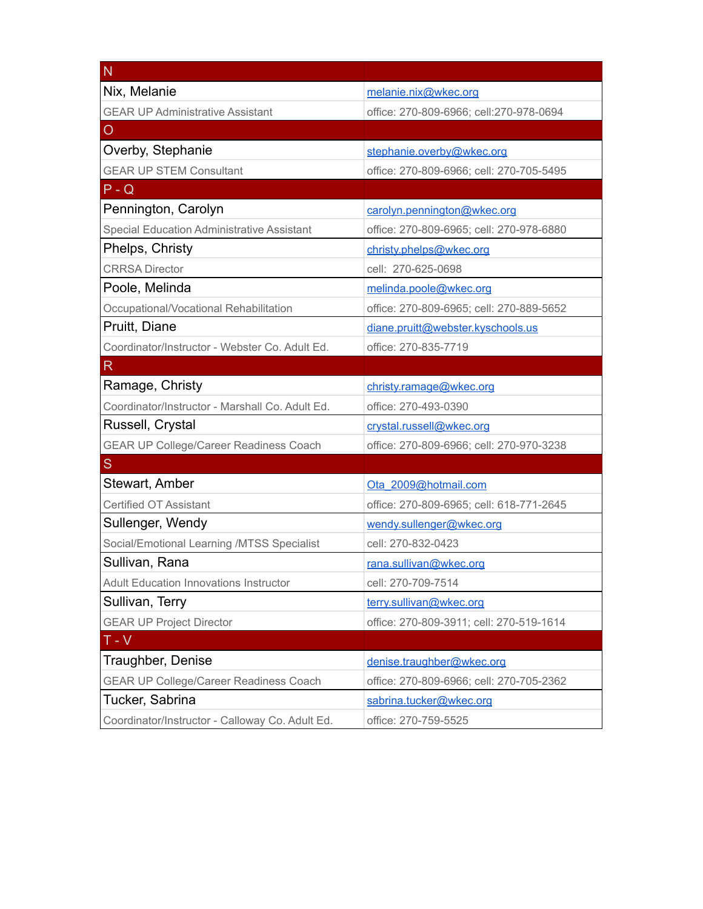| N | |
|---|---|
| Nix, Melanie | melanie.nix@wkec.org |
| GEAR UP Administrative Assistant | office: 270-809-6966; cell:270-978-0694 |
| O | |
| Overby, Stephanie | stephanie.overby@wkec.org |
| GEAR UP STEM Consultant | office: 270-809-6966; cell: 270-705-5495 |
| P - Q | |
| Pennington, Carolyn | carolyn.pennington@wkec.org |
| Special Education Administrative Assistant | office: 270-809-6965; cell: 270-978-6880 |
| Phelps, Christy | christy.phelps@wkec.org |
| CRRSA Director | cell: 270-625-0698 |
| Poole, Melinda | melinda.poole@wkec.org |
| Occupational/Vocational Rehabilitation | office: 270-809-6965; cell: 270-889-5652 |
| Pruitt, Diane | diane.pruitt@webster.kyschools.us |
| Coordinator/Instructor - Webster Co. Adult Ed. | office: 270-835-7719 |
| R | |
| Ramage, Christy | christy.ramage@wkec.org |
| Coordinator/Instructor - Marshall Co. Adult Ed. | office: 270-493-0390 |
| Russell, Crystal | crystal.russell@wkec.org |
| GEAR UP College/Career Readiness Coach | office: 270-809-6966; cell: 270-970-3238 |
| S | |
| Stewart, Amber | Ota_2009@hotmail.com |
| Certified OT Assistant | office: 270-809-6965; cell: 618-771-2645 |
| Sullenger, Wendy | wendy.sullenger@wkec.org |
| Social/Emotional Learning /MTSS Specialist | cell: 270-832-0423 |
| Sullivan, Rana | rana.sullivan@wkec.org |
| Adult Education Innovations Instructor | cell: 270-709-7514 |
| Sullivan, Terry | terry.sullivan@wkec.org |
| GEAR UP Project Director | office: 270-809-3911; cell: 270-519-1614 |
| T - V | |
| Traughber, Denise | denise.traughber@wkec.org |
| GEAR UP College/Career Readiness Coach | office: 270-809-6966; cell: 270-705-2362 |
| Tucker, Sabrina | sabrina.tucker@wkec.org |
| Coordinator/Instructor - Calloway Co. Adult Ed. | office: 270-759-5525 |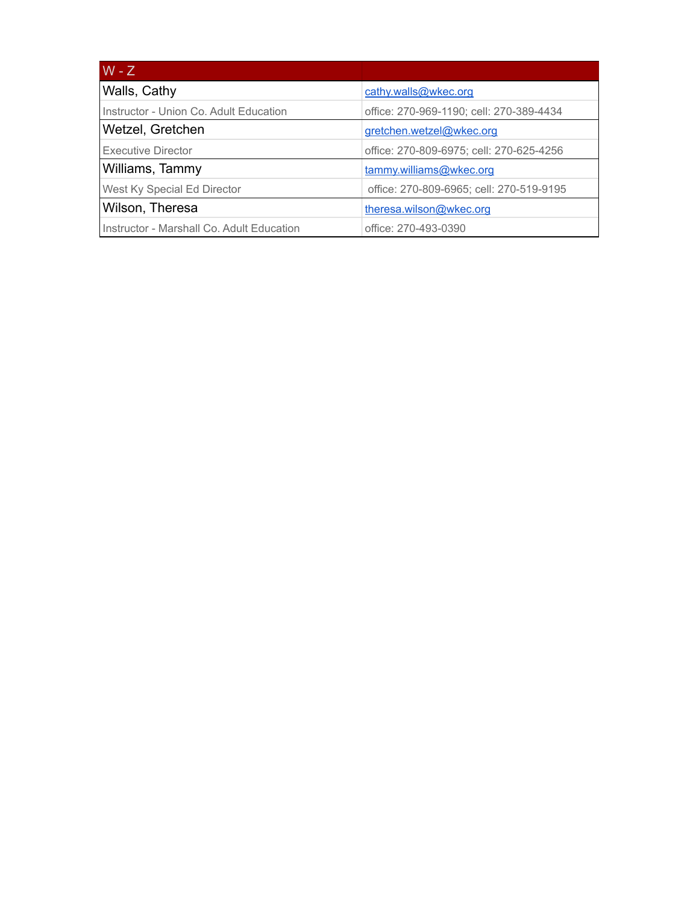| W - Z | |
|---|---|
| Walls, Cathy | cathy.walls@wkec.org |
| Instructor - Union Co. Adult Education | office: 270-969-1190; cell: 270-389-4434 |
| Wetzel, Gretchen | gretchen.wetzel@wkec.org |
| Executive Director | office: 270-809-6975; cell: 270-625-4256 |
| Williams, Tammy | tammy.williams@wkec.org |
| West Ky Special Ed Director | office: 270-809-6965; cell: 270-519-9195 |
| Wilson, Theresa | theresa.wilson@wkec.org |
| Instructor - Marshall Co. Adult Education | office: 270-493-0390 |